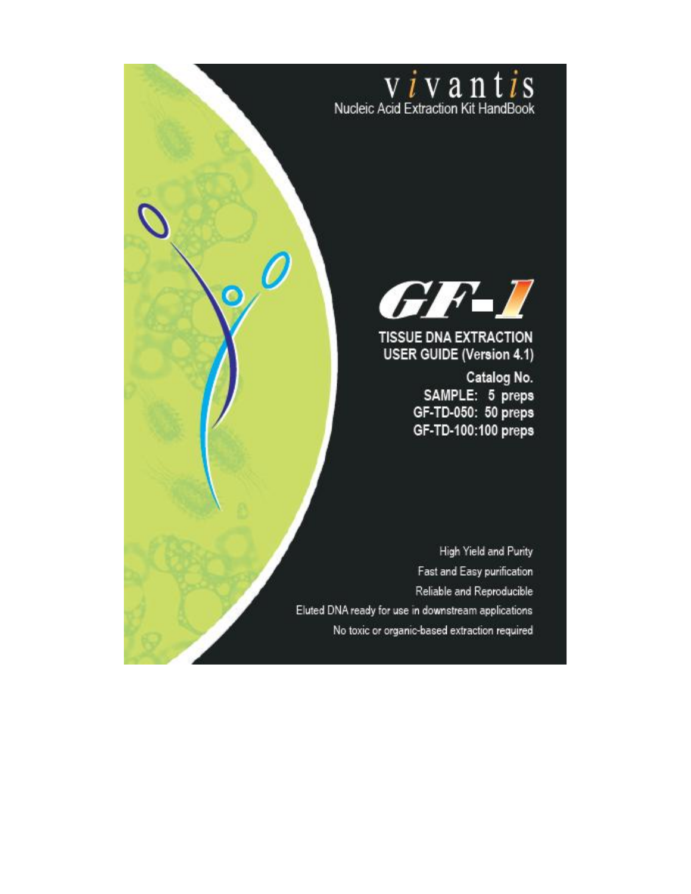# vivantis

Nucleic Acid Extraction Kit HandBook

# GF-1

## TISSUE DNA EXTRACTION USER GUIDE (Version 4.1)

**Catalog No.**
**SAMPLE: 5 preps**
**GF-TD-050: 50 preps**
**GF-TD-100:100 preps**

High Yield and Purity

Fast and Easy purification

Reliable and Reproducible

Eluted DNA ready for use in downstream applications

No toxic or organic-based extraction required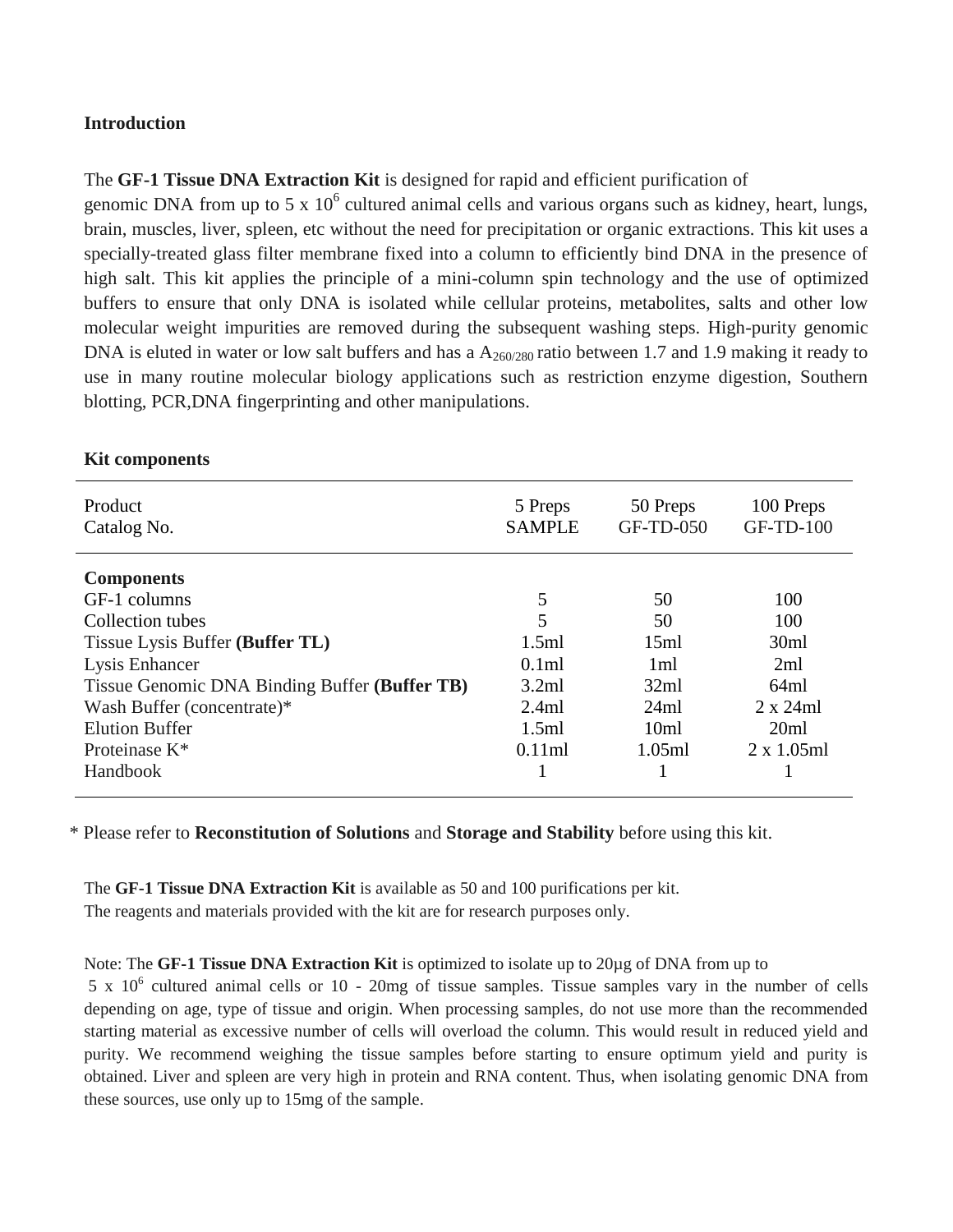**Introduction**

The **GF-1 Tissue DNA Extraction Kit** is designed for rapid and efficient purification of genomic DNA from up to 5 x $10^6$ cultured animal cells and various organs such as kidney, heart, lungs, brain, muscles, liver, spleen, etc without the need for precipitation or organic extractions. This kit uses a specially-treated glass filter membrane fixed into a column to efficiently bind DNA in the presence of high salt. This kit applies the principle of a mini-column spin technology and the use of optimized buffers to ensure that only DNA is isolated while cellular proteins, metabolites, salts and other low molecular weight impurities are removed during the subsequent washing steps. High-purity genomic DNA is eluted in water or low salt buffers and has a $A_{260/280}$ ratio between 1.7 and 1.9 making it ready to use in many routine molecular biology applications such as restriction enzyme digestion, Southern blotting, PCR,DNA fingerprinting and other manipulations.

**Kit components**

| Product<br>Catalog No. | 5 Preps<br>SAMPLE | 50 Preps<br>GF-TD-050 | 100 Preps<br>GF-TD-100 |
|---|---|---|---|
| **Components** | | | |
| GF-1 columns | 5 | 50 | 100 |
| Collection tubes | 5 | 50 | 100 |
| Tissue Lysis Buffer **(Buffer TL)** | 1.5ml | 15ml | 30ml |
| Lysis Enhancer | 0.1ml | 1ml | 2ml |
| Tissue Genomic DNA Binding Buffer **(Buffer TB)** | 3.2ml | 32ml | 64ml |
| Wash Buffer (concentrate)* | 2.4ml | 24ml | 2 x 24ml |
| Elution Buffer | 1.5ml | 10ml | 20ml |
| Proteinase K* | 0.11ml | 1.05ml | 2 x 1.05ml |
| Handbook | 1 | 1 | 1 |

* Please refer to **Reconstitution of Solutions** and **Storage and Stability** before using this kit.

The **GF-1 Tissue DNA Extraction Kit** is available as 50 and 100 purifications per kit.
The reagents and materials provided with the kit are for research purposes only.

Note: The **GF-1 Tissue DNA Extraction Kit** is optimized to isolate up to 20μg of DNA from up to 5 x $10^6$ cultured animal cells or 10 - 20mg of tissue samples. Tissue samples vary in the number of cells depending on age, type of tissue and origin. When processing samples, do not use more than the recommended starting material as excessive number of cells will overload the column. This would result in reduced yield and purity. We recommend weighing the tissue samples before starting to ensure optimum yield and purity is obtained. Liver and spleen are very high in protein and RNA content. Thus, when isolating genomic DNA from these sources, use only up to 15mg of the sample.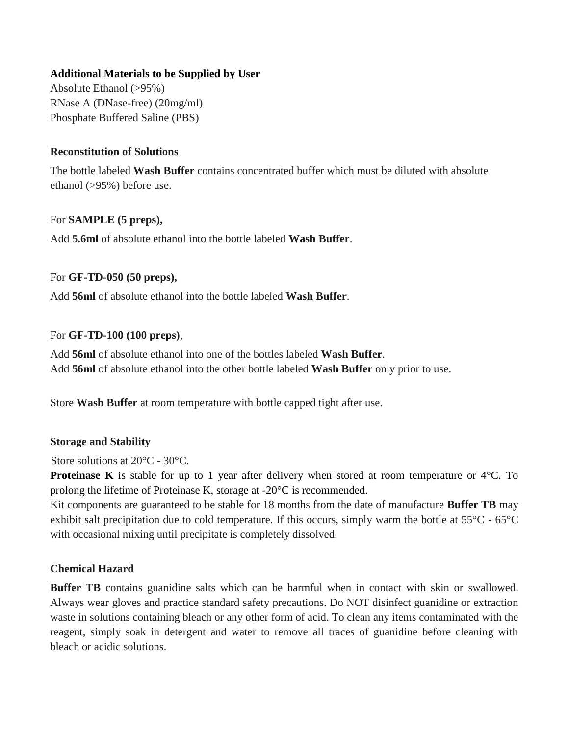**Additional Materials to be Supplied by User**

Absolute Ethanol (>95%)
RNase A (DNase-free) (20mg/ml)
Phosphate Buffered Saline (PBS)

**Reconstitution of Solutions**

The bottle labeled **Wash Buffer** contains concentrated buffer which must be diluted with absolute ethanol (>95%) before use.

For **SAMPLE (5 preps),**

Add **5.6ml** of absolute ethanol into the bottle labeled **Wash Buffer**.

For **GF-TD-050 (50 preps),**

Add **56ml** of absolute ethanol into the bottle labeled **Wash Buffer**.

For **GF-TD-100 (100 preps)**,

Add **56ml** of absolute ethanol into one of the bottles labeled **Wash Buffer**.
Add **56ml** of absolute ethanol into the other bottle labeled **Wash Buffer** only prior to use.

Store **Wash Buffer** at room temperature with bottle capped tight after use.

**Storage and Stability**

Store solutions at 20°C - 30°C.
**Proteinase K** is stable for up to 1 year after delivery when stored at room temperature or 4°C. To prolong the lifetime of Proteinase K, storage at -20°C is recommended.
Kit components are guaranteed to be stable for 18 months from the date of manufacture **Buffer TB** may exhibit salt precipitation due to cold temperature. If this occurs, simply warm the bottle at 55°C - 65°C with occasional mixing until precipitate is completely dissolved.

**Chemical Hazard**

**Buffer TB** contains guanidine salts which can be harmful when in contact with skin or swallowed. Always wear gloves and practice standard safety precautions. Do NOT disinfect guanidine or extraction waste in solutions containing bleach or any other form of acid. To clean any items contaminated with the reagent, simply soak in detergent and water to remove all traces of guanidine before cleaning with bleach or acidic solutions.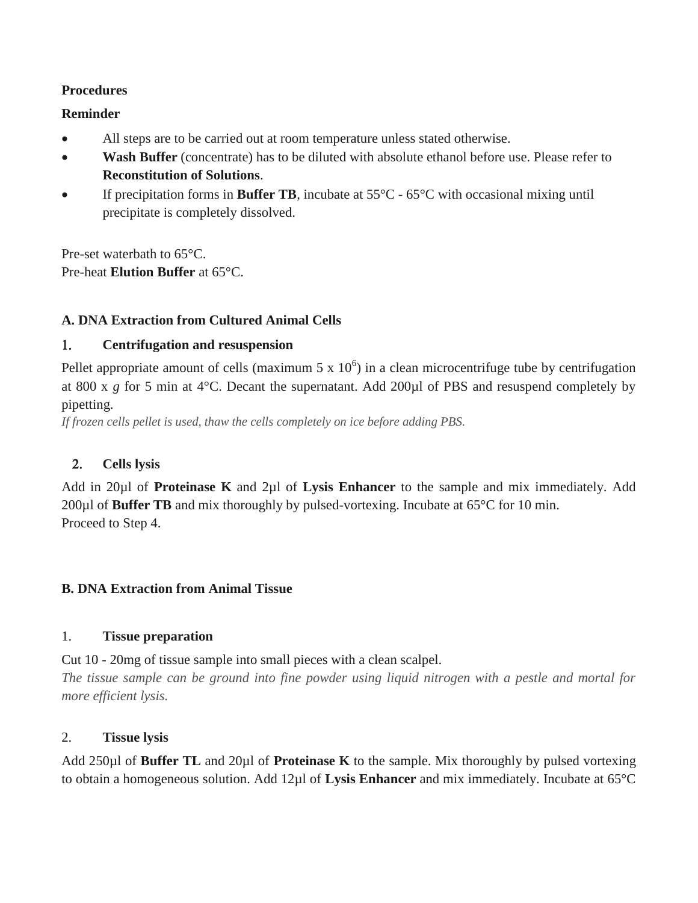**Procedures**

**Reminder**

- All steps are to be carried out at room temperature unless stated otherwise.
- **Wash Buffer** (concentrate) has to be diluted with absolute ethanol before use. Please refer to **Reconstitution of Solutions**.
- If precipitation forms in **Buffer TB**, incubate at 55°C - 65°C with occasional mixing until precipitate is completely dissolved.

Pre-set waterbath to 65°C.
Pre-heat **Elution Buffer** at 65°C.

**A. DNA Extraction from Cultured Animal Cells**

1. **Centrifugation and resuspension**

Pellet appropriate amount of cells (maximum 5 x $10^6$) in a clean microcentrifuge tube by centrifugation at 800 x *g* for 5 min at 4°C. Decant the supernatant. Add 200µl of PBS and resuspend completely by pipetting.
*If frozen cells pellet is used, thaw the cells completely on ice before adding PBS.*

2. **Cells lysis**

Add in 20µl of **Proteinase K** and 2µl of **Lysis Enhancer** to the sample and mix immediately. Add 200µl of **Buffer TB** and mix thoroughly by pulsed-vortexing. Incubate at 65°C for 10 min.
Proceed to Step 4.

**B. DNA Extraction from Animal Tissue**

1. **Tissue preparation**

Cut 10 - 20mg of tissue sample into small pieces with a clean scalpel.
*The tissue sample can be ground into fine powder using liquid nitrogen with a pestle and mortal for more efficient lysis.*

2. **Tissue lysis**

Add 250µl of **Buffer TL** and 20µl of **Proteinase K** to the sample. Mix thoroughly by pulsed vortexing to obtain a homogeneous solution. Add 12µl of **Lysis Enhancer** and mix immediately. Incubate at 65°C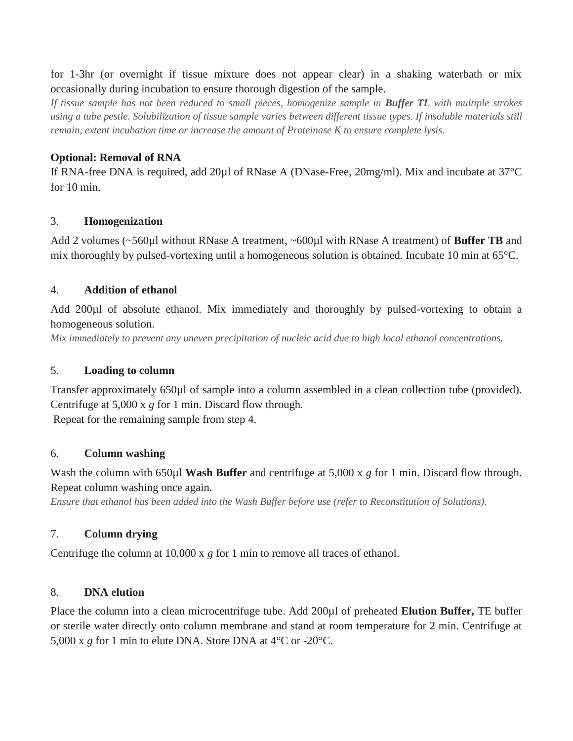for 1-3hr (or overnight if tissue mixture does not appear clear) in a shaking waterbath or mix occasionally during incubation to ensure thorough digestion of the sample.

*If tissue sample has not been reduced to small pieces, homogenize sample in **Buffer TL** with multiple strokes using a tube pestle. Solubilization of tissue sample varies between different tissue types. If insoluble materials still remain, extent incubation time or increase the amount of Proteinase K to ensure complete lysis.*

**Optional: Removal of RNA**

If RNA-free DNA is required, add 20µl of RNase A (DNase-Free, 20mg/ml). Mix and incubate at 37°C for 10 min.

3. **Homogenization**

Add 2 volumes (~560µl without RNase A treatment, ~600µl with RNase A treatment) of **Buffer TB** and mix thoroughly by pulsed-vortexing until a homogeneous solution is obtained. Incubate 10 min at 65°C.

4. **Addition of ethanol**

Add 200µl of absolute ethanol. Mix immediately and thoroughly by pulsed-vortexing to obtain a homogeneous solution.

*Mix immediately to prevent any uneven precipitation of nucleic acid due to high local ethanol concentrations.*

5. **Loading to column**

Transfer approximately 650µl of sample into a column assembled in a clean collection tube (provided). Centrifuge at 5,000 x *g* for 1 min. Discard flow through.

Repeat for the remaining sample from step 4.

6. **Column washing**

Wash the column with 650µl **Wash Buffer** and centrifuge at 5,000 x *g* for 1 min. Discard flow through. Repeat column washing once again.

*Ensure that ethanol has been added into the Wash Buffer before use (refer to Reconstitution of Solutions).*

7. **Column drying**

Centrifuge the column at 10,000 x *g* for 1 min to remove all traces of ethanol.

8. **DNA elution**

Place the column into a clean microcentrifuge tube. Add 200µl of preheated **Elution Buffer,** TE buffer or sterile water directly onto column membrane and stand at room temperature for 2 min. Centrifuge at 5,000 x *g* for 1 min to elute DNA. Store DNA at 4°C or -20°C.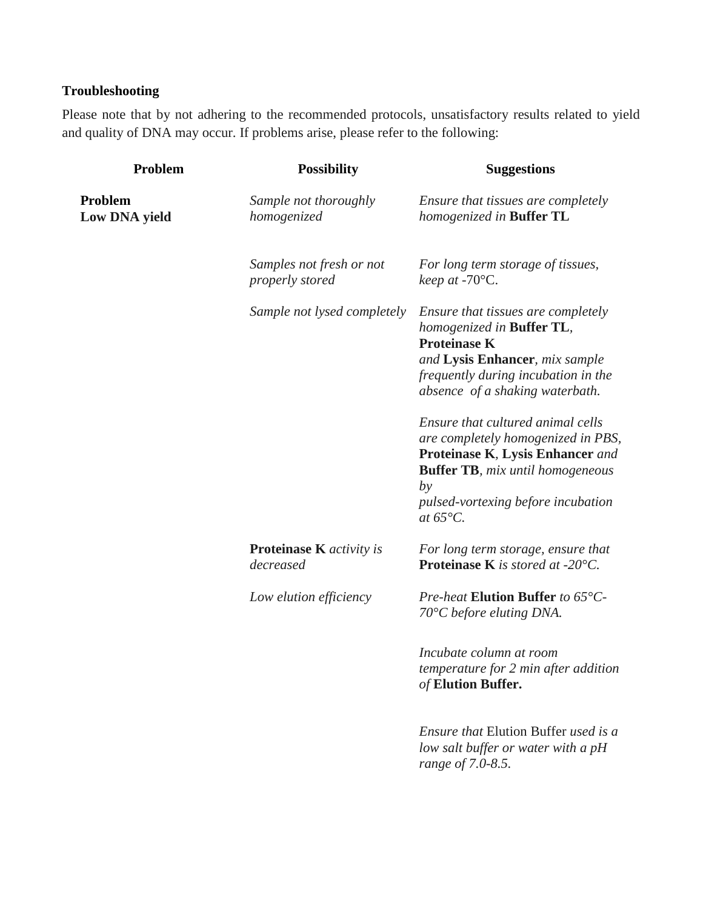**Troubleshooting**

Please note that by not adhering to the recommended protocols, unsatisfactory results related to yield and quality of DNA may occur. If problems arise, please refer to the following:

| Problem | Possibility | Suggestions |
|---|---|---|
| **Problem Low DNA yield** | *Sample not thoroughly homogenized* | *Ensure that tissues are completely homogenized in* **Buffer TL** |
| | *Samples not fresh or not properly stored* | *For long term storage of tissues, keep at* -70°C. |
| | *Sample not lysed completely* | *Ensure that tissues are completely homogenized in* **Buffer TL**, **Proteinase K** *and* **Lysis Enhancer**, *mix sample frequently during incubation in the absence of a shaking waterbath.* |
| | | *Ensure that cultured animal cells are completely homogenized in PBS,* **Proteinase K**, **Lysis Enhancer** *and* **Buffer TB**, *mix until homogeneous by pulsed-vortexing before incubation at 65°C.* |
| | **Proteinase K** *activity is decreased* | *For long term storage, ensure that* **Proteinase K** *is stored at -20°C.* |
| | *Low elution efficiency* | *Pre-heat* **Elution Buffer** *to 65°C-70°C before eluting DNA.* |
| | | *Incubate column at room temperature for 2 min after addition of* **Elution Buffer.** |
| | | *Ensure that* Elution Buffer *used is a low salt buffer or water with a pH range of 7.0-8.5.* |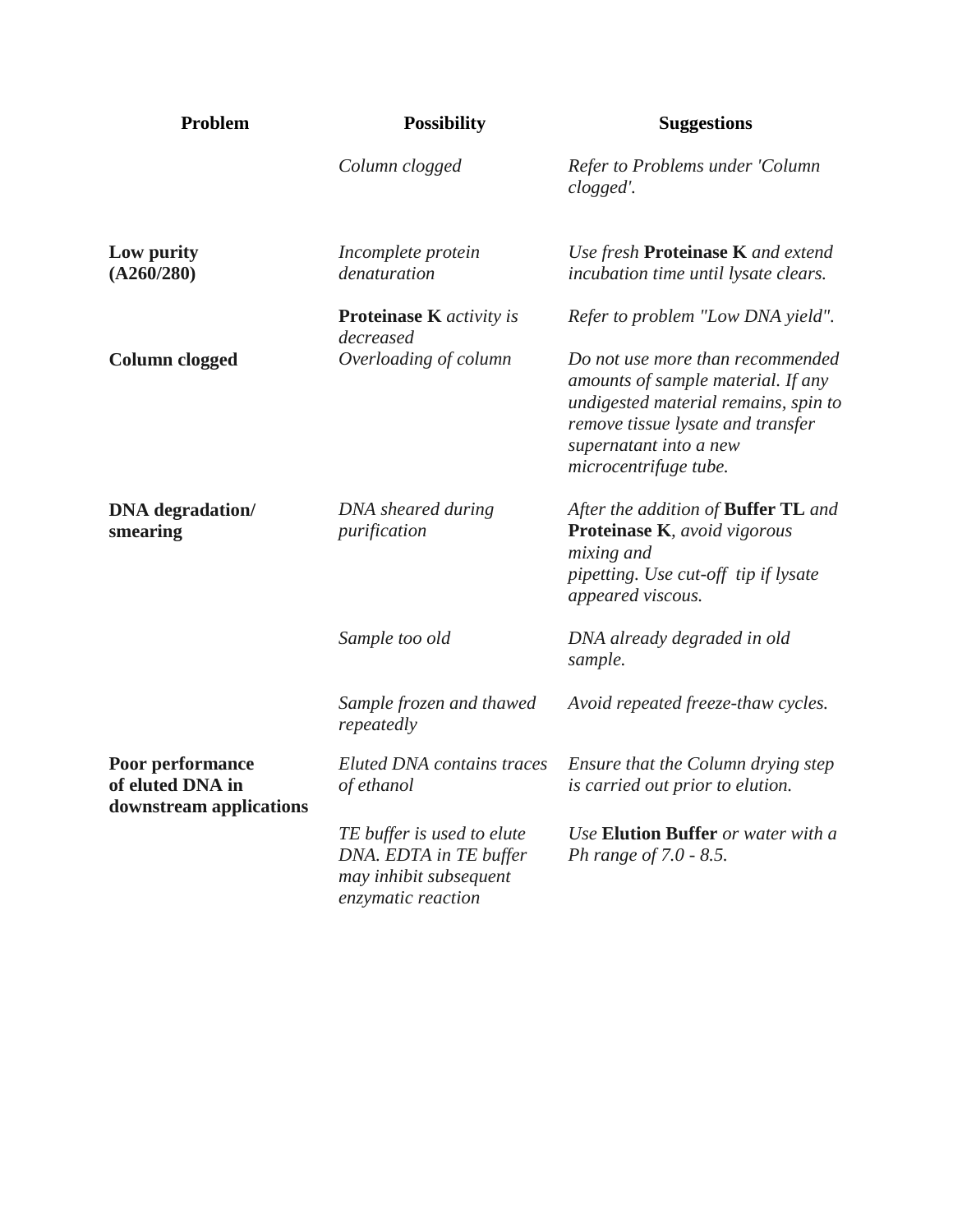| **Problem** | **Possibility** | **Suggestions** |
|---|---|---|
| | *Column clogged* | *Refer to Problems under 'Column clogged'.* |
| **Low purity (A260/280)** | *Incomplete protein denaturation* | *Use fresh* **Proteinase K** *and extend incubation time until lysate clears.* |
| | **Proteinase K** *activity is decreased* | *Refer to problem "Low DNA yield".* |
| **Column clogged** | *Overloading of column* | *Do not use more than recommended amounts of sample material. If any undigested material remains, spin to remove tissue lysate and transfer supernatant into a new microcentrifuge tube.* |
| **DNA degradation/ smearing** | *DNA sheared during purification* | *After the addition of* **Buffer TL** *and* **Proteinase K***, avoid vigorous mixing and pipetting. Use cut-off tip if lysate appeared viscous.* |
| | *Sample too old* | *DNA already degraded in old sample.* |
| | *Sample frozen and thawed repeatedly* | *Avoid repeated freeze-thaw cycles.* |
| **Poor performance of eluted DNA in downstream applications** | *Eluted DNA contains traces of ethanol* | *Ensure that the Column drying step is carried out prior to elution.* |
| | *TE buffer is used to elute DNA. EDTA in TE buffer may inhibit subsequent enzymatic reaction* | *Use* **Elution Buffer** *or water with a Ph range of 7.0 - 8.5.* |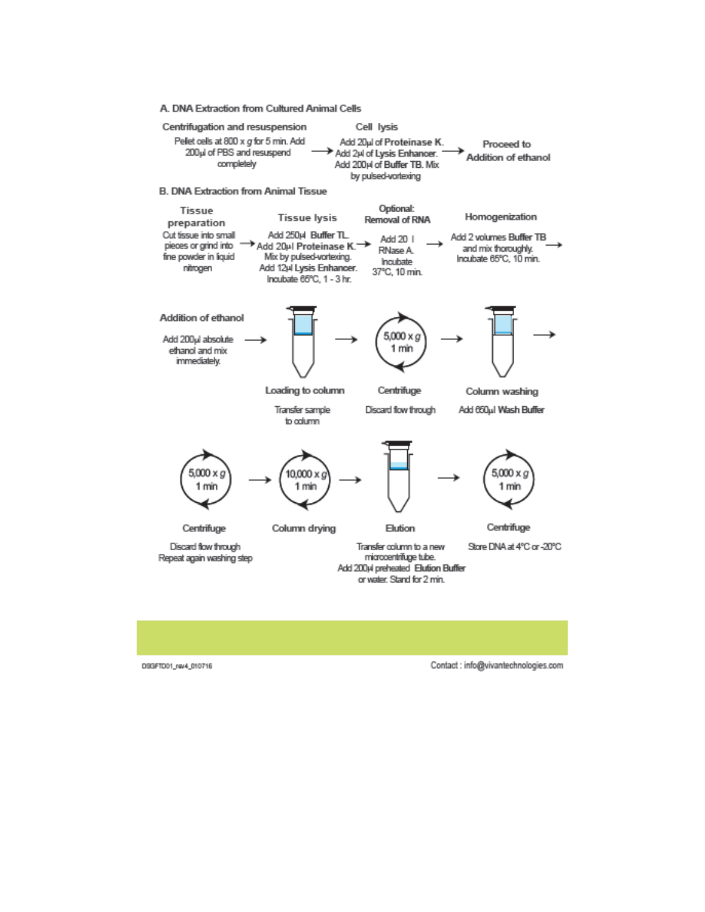## A. DNA Extraction from Cultured Animal Cells

**Centrifugation and resuspension**

Pellet cells at 800 x *g* for 5 min. Add 200µl of PBS and resuspend completely

→

**Cell lysis**

Add 20µl of **Proteinase K**. Add 2µl of **Lysis Enhancer**. Add 200µl of **Buffer TB**. Mix by pulsed-vortexing

→

**Proceed to Addition of ethanol**

## B. DNA Extraction from Animal Tissue

**Tissue preparation**

Cut tissue into small pieces or grind into fine powder in liquid nitrogen

→

**Tissue lysis**

Add 250µl **Buffer TL**. Add 20µl **Proteinase K**. Mix by pulsed-vortexing. Add 12µl **Lysis Enhancer**. Incubate 65°C, 1 - 3 hr.

→

**Optional: Removal of RNA**

Add 20 l RNase A. Incubate 37°C, 10 min.

→

**Homogenization**

Add 2 volumes **Buffer TB** and mix thoroughly. Incubate 65°C, 10 min.

→

**Addition of ethanol**

Add 200µl absolute ethanol and mix immediately.

→

**Loading to column**

Transfer sample to column

→

**Centrifuge**

5,000 x *g* 1 min

Discard flow through

→

**Column washing**

Add 650µl **Wash Buffer**

→

**Centrifuge**

5,000 x *g* 1 min

Discard flow through

Repeat again washing step

→

**Column drying**

10,000 x *g* 1 min

→

**Elution**

Transfer column to a new microcentrifuge tube.

Add 200µl preheated **Elution Buffer** or water. Stand for 2 min.

→

**Centrifuge**

5,000 x *g* 1 min

Store DNA at 4°C or -20°C

DSGFTD01_rev4_010716

Contact : info@vivantechnologies.com